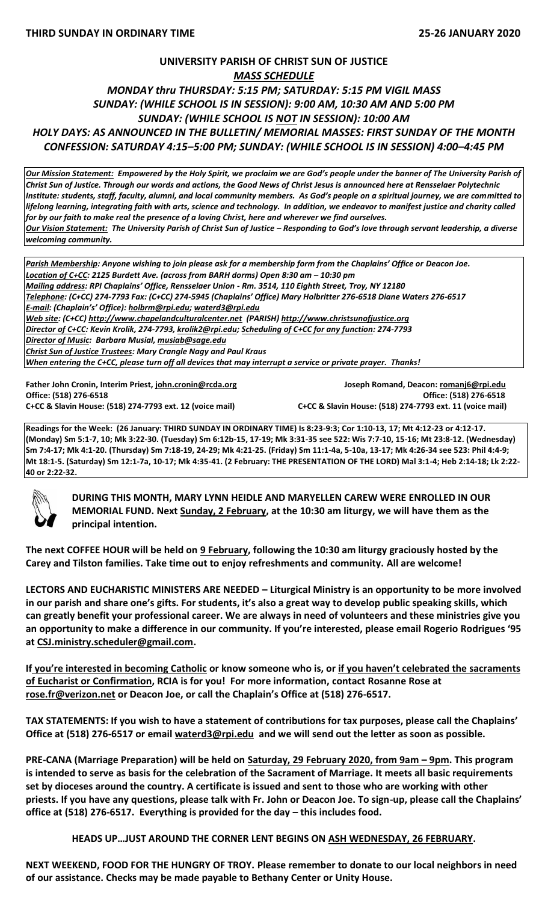**THIRD SUNDAY IN ORDINARY TIME** **25-26 JANUARY 2020**

# UNIVERSITY PARISH OF CHRIST SUN OF JUSTICE

***MASS SCHEDULE***

***MONDAY thru THURSDAY: 5:15 PM; SATURDAY: 5:15 PM VIGIL MASS***
***SUNDAY: (WHILE SCHOOL IS IN SESSION): 9:00 AM, 10:30 AM AND 5:00 PM***
***SUNDAY: (WHILE SCHOOL IS NOT IN SESSION): 10:00 AM***
***HOLY DAYS: AS ANNOUNCED IN THE BULLETIN/ MEMORIAL MASSES: FIRST SUNDAY OF THE MONTH***
***CONFESSION: SATURDAY 4:15–5:00 PM; SUNDAY: (WHILE SCHOOL IS IN SESSION) 4:00–4:45 PM***

***Our Mission Statement:** Empowered by the Holy Spirit, we proclaim we are God's people under the banner of The University Parish of Christ Sun of Justice. Through our words and actions, the Good News of Christ Jesus is announced here at Rensselaer Polytechnic Institute: students, staff, faculty, alumni, and local community members. As God's people on a spiritual journey, we are committed to lifelong learning, integrating faith with arts, science and technology. In addition, we endeavor to manifest justice and charity called for by our faith to make real the presence of a loving Christ, here and wherever we find ourselves.*
***Our Vision Statement:** The University Parish of Christ Sun of Justice – Responding to God's love through servant leadership, a diverse welcoming community.*

*Parish Membership: Anyone wishing to join please ask for a membership form from the Chaplains' Office or Deacon Joe.*
*Location of C+CC: 2125 Burdett Ave. (across from BARH dorms) Open 8:30 am – 10:30 pm*
*Mailing address: RPI Chaplains' Office, Rensselaer Union - Rm. 3514, 110 Eighth Street, Troy, NY 12180*
*Telephone: (C+CC) 274-7793 Fax: (C+CC) 274-5945 (Chaplains' Office) Mary Holbritter 276-6518 Diane Waters 276-6517*
*E-mail: (Chaplain's' Office): holbrm@rpi.edu; waterd3@rpi.edu*
*Web site: (C+CC) http://www.chapelandculturalcenter.net (PARISH) http://www.christsunofjustice.org*
*Director of C+CC: Kevin Krolik, 274-7793, krolik2@rpi.edu; Scheduling of C+CC for any function: 274-7793*
*Director of Music: Barbara Musial, musiab@sage.edu*
*Christ Sun of Justice Trustees: Mary Crangle Nagy and Paul Kraus*
*When entering the C+CC, please turn off all devices that may interrupt a service or private prayer. Thanks!*

**Father John Cronin, Interim Priest, john.cronin@rcda.org**
**Office: (518) 276-6518**
**C+CC & Slavin House: (518) 274-7793 ext. 12 (voice mail)**

**Joseph Romand, Deacon: romanj6@rpi.edu**
**Office: (518) 276-6518**
**C+CC & Slavin House: (518) 274-7793 ext. 11 (voice mail)**

**Readings for the Week: (26 January: THIRD SUNDAY IN ORDINARY TIME) Is 8:23-9:3; Cor 1:10-13, 17; Mt 4:12-23 or 4:12-17. (Monday) Sm 5:1-7, 10; Mk 3:22-30. (Tuesday) Sm 6:12b-15, 17-19; Mk 3:31-35 see 522: Wis 7:7-10, 15-16; Mt 23:8-12. (Wednesday) Sm 7:4-17; Mk 4:1-20. (Thursday) Sm 7:18-19, 24-29; Mk 4:21-25. (Friday) Sm 11:1-4a, 5-10a, 13-17; Mk 4:26-34 see 523: Phil 4:4-9; Mt 18:1-5. (Saturday) Sm 12:1-7a, 10-17; Mk 4:35-41. (2 February: THE PRESENTATION OF THE LORD) Mal 3:1-4; Heb 2:14-18; Lk 2:22-40 or 2:22-32.**

**DURING THIS MONTH, MARY LYNN HEIDLE AND MARYELLEN CAREW WERE ENROLLED IN OUR MEMORIAL FUND. Next Sunday, 2 February, at the 10:30 am liturgy, we will have them as the principal intention.**

**The next COFFEE HOUR will be held on 9 February, following the 10:30 am liturgy graciously hosted by the Carey and Tilston families. Take time out to enjoy refreshments and community. All are welcome!**

**LECTORS AND EUCHARISTIC MINISTERS ARE NEEDED – Liturgical Ministry is an opportunity to be more involved in our parish and share one's gifts. For students, it's also a great way to develop public speaking skills, which can greatly benefit your professional career. We are always in need of volunteers and these ministries give you an opportunity to make a difference in our community. If you're interested, please email Rogerio Rodrigues '95 at CSJ.ministry.scheduler@gmail.com.**

**If you're interested in becoming Catholic or know someone who is, or if you haven't celebrated the sacraments of Eucharist or Confirmation, RCIA is for you! For more information, contact Rosanne Rose at rose.fr@verizon.net or Deacon Joe, or call the Chaplain's Office at (518) 276-6517.**

**TAX STATEMENTS: If you wish to have a statement of contributions for tax purposes, please call the Chaplains' Office at (518) 276-6517 or email waterd3@rpi.edu and we will send out the letter as soon as possible.**

**PRE-CANA (Marriage Preparation) will be held on Saturday, 29 February 2020, from 9am – 9pm. This program is intended to serve as basis for the celebration of the Sacrament of Marriage. It meets all basic requirements set by dioceses around the country. A certificate is issued and sent to those who are working with other priests. If you have any questions, please talk with Fr. John or Deacon Joe. To sign-up, please call the Chaplains' office at (518) 276-6517. Everything is provided for the day – this includes food.**

**HEADS UP…JUST AROUND THE CORNER LENT BEGINS ON ASH WEDNESDAY, 26 FEBRUARY.**

**NEXT WEEKEND, FOOD FOR THE HUNGRY OF TROY. Please remember to donate to our local neighbors in need of our assistance. Checks may be made payable to Bethany Center or Unity House.**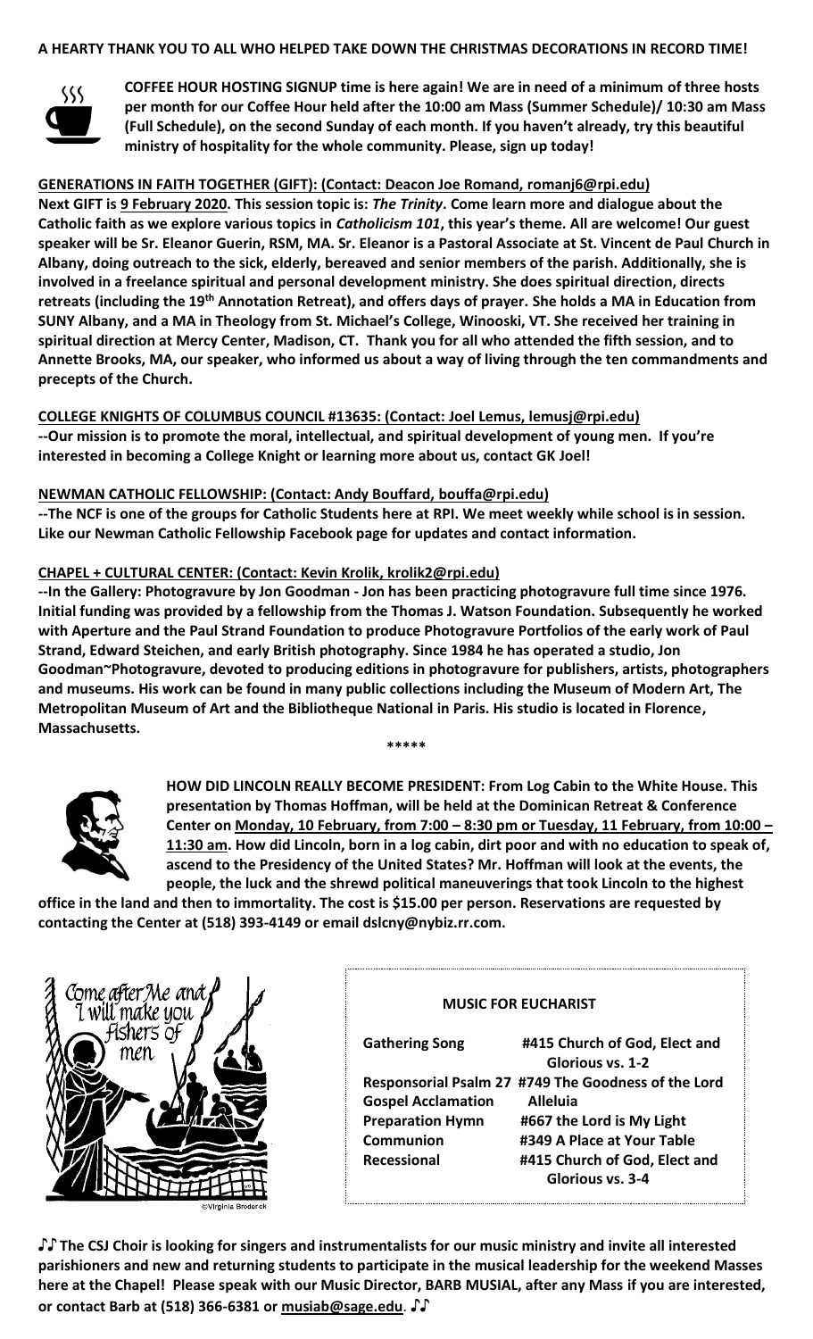**A HEARTY THANK YOU TO ALL WHO HELPED TAKE DOWN THE CHRISTMAS DECORATIONS IN RECORD TIME!**

**COFFEE HOUR HOSTING SIGNUP time is here again! We are in need of a minimum of three hosts per month for our Coffee Hour held after the 10:00 am Mass (Summer Schedule)/ 10:30 am Mass (Full Schedule), on the second Sunday of each month. If you haven't already, try this beautiful ministry of hospitality for the whole community. Please, sign up today!**

**GENERATIONS IN FAITH TOGETHER (GIFT): (Contact: Deacon Joe Romand, romanj6@rpi.edu)**

**Next GIFT is 9 February 2020. This session topic is: *The Trinity*. Come learn more and dialogue about the Catholic faith as we explore various topics in *Catholicism 101*, this year's theme. All are welcome! Our guest speaker will be Sr. Eleanor Guerin, RSM, MA. Sr. Eleanor is a Pastoral Associate at St. Vincent de Paul Church in Albany, doing outreach to the sick, elderly, bereaved and senior members of the parish. Additionally, she is involved in a freelance spiritual and personal development ministry. She does spiritual direction, directs retreats (including the 19th Annotation Retreat), and offers days of prayer. She holds a MA in Education from SUNY Albany, and a MA in Theology from St. Michael's College, Winooski, VT. She received her training in spiritual direction at Mercy Center, Madison, CT. Thank you for all who attended the fifth session, and to Annette Brooks, MA, our speaker, who informed us about a way of living through the ten commandments and precepts of the Church.**

**COLLEGE KNIGHTS OF COLUMBUS COUNCIL #13635: (Contact: Joel Lemus, lemusj@rpi.edu)**

**--Our mission is to promote the moral, intellectual, and spiritual development of young men. If you're interested in becoming a College Knight or learning more about us, contact GK Joel!**

**NEWMAN CATHOLIC FELLOWSHIP: (Contact: Andy Bouffard, bouffa@rpi.edu)**

**--The NCF is one of the groups for Catholic Students here at RPI. We meet weekly while school is in session. Like our Newman Catholic Fellowship Facebook page for updates and contact information.**

**CHAPEL + CULTURAL CENTER: (Contact: Kevin Krolik, krolik2@rpi.edu)**

**--In the Gallery: Photogravure by Jon Goodman - Jon has been practicing photogravure full time since 1976. Initial funding was provided by a fellowship from the Thomas J. Watson Foundation. Subsequently he worked with Aperture and the Paul Strand Foundation to produce Photogravure Portfolios of the early work of Paul Strand, Edward Steichen, and early British photography. Since 1984 he has operated a studio, Jon Goodman~Photogravure, devoted to producing editions in photogravure for publishers, artists, photographers and museums. His work can be found in many public collections including the Museum of Modern Art, The Metropolitan Museum of Art and the Bibliotheque National in Paris. His studio is located in Florence, Massachusetts.**

\*\*\*\*\*

**HOW DID LINCOLN REALLY BECOME PRESIDENT: From Log Cabin to the White House. This presentation by Thomas Hoffman, will be held at the Dominican Retreat & Conference Center on Monday, 10 February, from 7:00 – 8:30 pm or Tuesday, 11 February, from 10:00 – 11:30 am. How did Lincoln, born in a log cabin, dirt poor and with no education to speak of, ascend to the Presidency of the United States? Mr. Hoffman will look at the events, the people, the luck and the shrewd political maneuverings that took Lincoln to the highest office in the land and then to immortality. The cost is $15.00 per person. Reservations are requested by contacting the Center at (518) 393-4149 or email dslcny@nybiz.rr.com.**

Come after Me and I will make you fishers of men

©Virginia Broderick

**MUSIC FOR EUCHARIST**

| | |
|---|---|
| **Gathering Song** | **#415 Church of God, Elect and Glorious vs. 1-2** |
| **Responsorial Psalm 27** | **#749 The Goodness of the Lord** |
| **Gospel Acclamation** | **Alleluia** |
| **Preparation Hymn** | **#667 the Lord is My Light** |
| **Communion** | **#349 A Place at Your Table** |
| **Recessional** | **#415 Church of God, Elect and Glorious vs. 3-4** |

**♪♪ The CSJ Choir is looking for singers and instrumentalists for our music ministry and invite all interested parishioners and new and returning students to participate in the musical leadership for the weekend Masses here at the Chapel! Please speak with our Music Director, BARB MUSIAL, after any Mass if you are interested, or contact Barb at (518) 366-6381 or musiab@sage.edu. ♪♪**